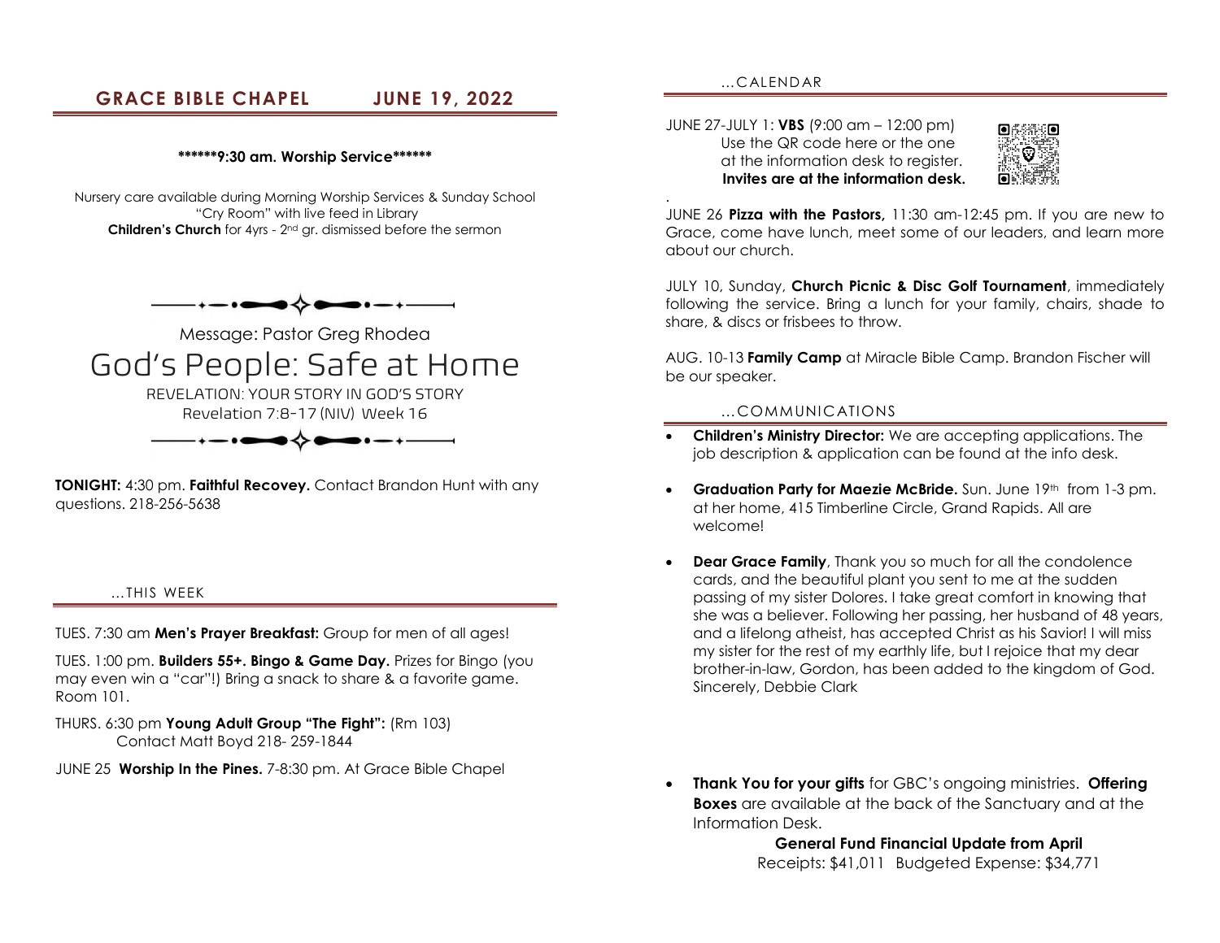# GRACE BIBLE CHAPEL JUNE 19, 2022

**\*\*\*\*\*\*9:30 am. Worship Service\*\*\*\*\*\***

Nursery care available during Morning Worship Services & Sunday School
"Cry Room" with live feed in Library
**Children's Church** for 4yrs - 2nd gr. dismissed before the sermon

Message: Pastor Greg Rhodea

## God's People: Safe at Home

REVELATION: YOUR STORY IN GOD'S STORY
Revelation 7:8-17 (NIV) Week 16

**TONIGHT:** 4:30 pm. **Faithful Recovey.** Contact Brandon Hunt with any questions. 218-256-5638

### ...THIS WEEK

TUES. 7:30 am **Men's Prayer Breakfast:** Group for men of all ages!

TUES. 1:00 pm. **Builders 55+. Bingo & Game Day.** Prizes for Bingo (you may even win a "car"!) Bring a snack to share & a favorite game. Room 101.

THURS. 6:30 pm **Young Adult Group "The Fight":** (Rm 103)
Contact Matt Boyd 218- 259-1844

JUNE 25 **Worship In the Pines.** 7-8:30 pm. At Grace Bible Chapel

### ...CALENDAR

JUNE 27-JULY 1: **VBS** (9:00 am – 12:00 pm)
Use the QR code here or the one at the information desk to register.
**Invites are at the information desk.**

JUNE 26 **Pizza with the Pastors,** 11:30 am-12:45 pm. If you are new to Grace, come have lunch, meet some of our leaders, and learn more about our church.

JULY 10, Sunday, **Church Picnic & Disc Golf Tournament**, immediately following the service. Bring a lunch for your family, chairs, shade to share, & discs or frisbees to throw.

AUG. 10-13 **Family Camp** at Miracle Bible Camp. Brandon Fischer will be our speaker.

### ...COMMUNICATIONS

- **Children's Ministry Director:** We are accepting applications. The job description & application can be found at the info desk.
- **Graduation Party for Maezie McBride.** Sun. June 19th from 1-3 pm. at her home, 415 Timberline Circle, Grand Rapids. All are welcome!
- **Dear Grace Family**, Thank you so much for all the condolence cards, and the beautiful plant you sent to me at the sudden passing of my sister Dolores. I take great comfort in knowing that she was a believer. Following her passing, her husband of 48 years, and a lifelong atheist, has accepted Christ as his Savior! I will miss my sister for the rest of my earthly life, but I rejoice that my dear brother-in-law, Gordon, has been added to the kingdom of God. Sincerely, Debbie Clark
- **Thank You for your gifts** for GBC's ongoing ministries. **Offering Boxes** are available at the back of the Sanctuary and at the Information Desk.

**General Fund Financial Update from April**
Receipts: $41,011 Budgeted Expense: $34,771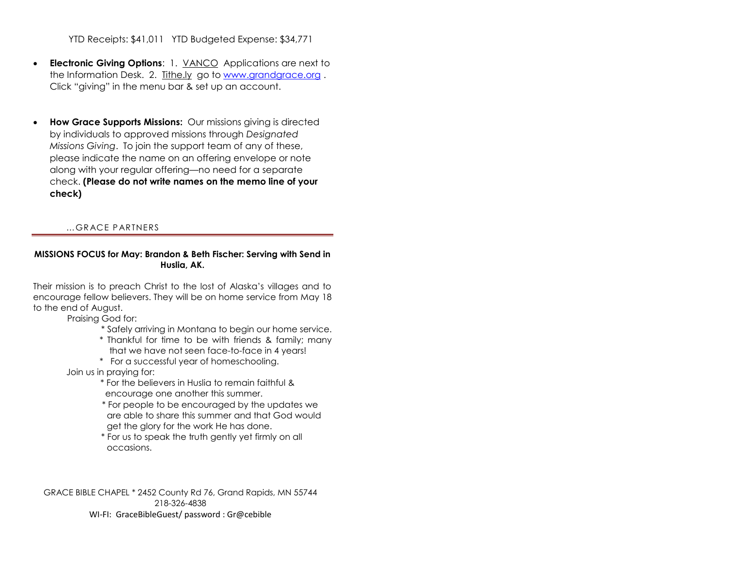YTD Receipts: $41,011   YTD Budgeted Expense: $34,771

- **Electronic Giving Options**: 1. VANCO Applications are next to the Information Desk. 2. Tithe.ly go to [www.grandgrace.org](http://www.grandgrace.org) . Click "giving" in the menu bar & set up an account.

- **How Grace Supports Missions:** Our missions giving is directed by individuals to approved missions through *Designated Missions Giving*. To join the support team of any of these, please indicate the name on an offering envelope or note along with your regular offering—no need for a separate check. **(Please do not write names on the memo line of your check)**

…GRACE PARTNERS

---

**MISSIONS FOCUS for May: Brandon & Beth Fischer: Serving with Send in Huslia, AK.**

Their mission is to preach Christ to the lost of Alaska's villages and to encourage fellow believers. They will be on home service from May 18 to the end of August.

Praising God for:

* Safely arriving in Montana to begin our home service.
* Thankful for time to be with friends & family; many that we have not seen face-to-face in 4 years!
* For a successful year of homeschooling.

Join us in praying for:

* For the believers in Huslia to remain faithful & encourage one another this summer.
* For people to be encouraged by the updates we are able to share this summer and that God would get the glory for the work He has done.
* For us to speak the truth gently yet firmly on all occasions.

GRACE BIBLE CHAPEL * 2452 County Rd 76, Grand Rapids, MN 55744
218-326-4838
WI-FI: GraceBibleGuest/ password : Gr@cebible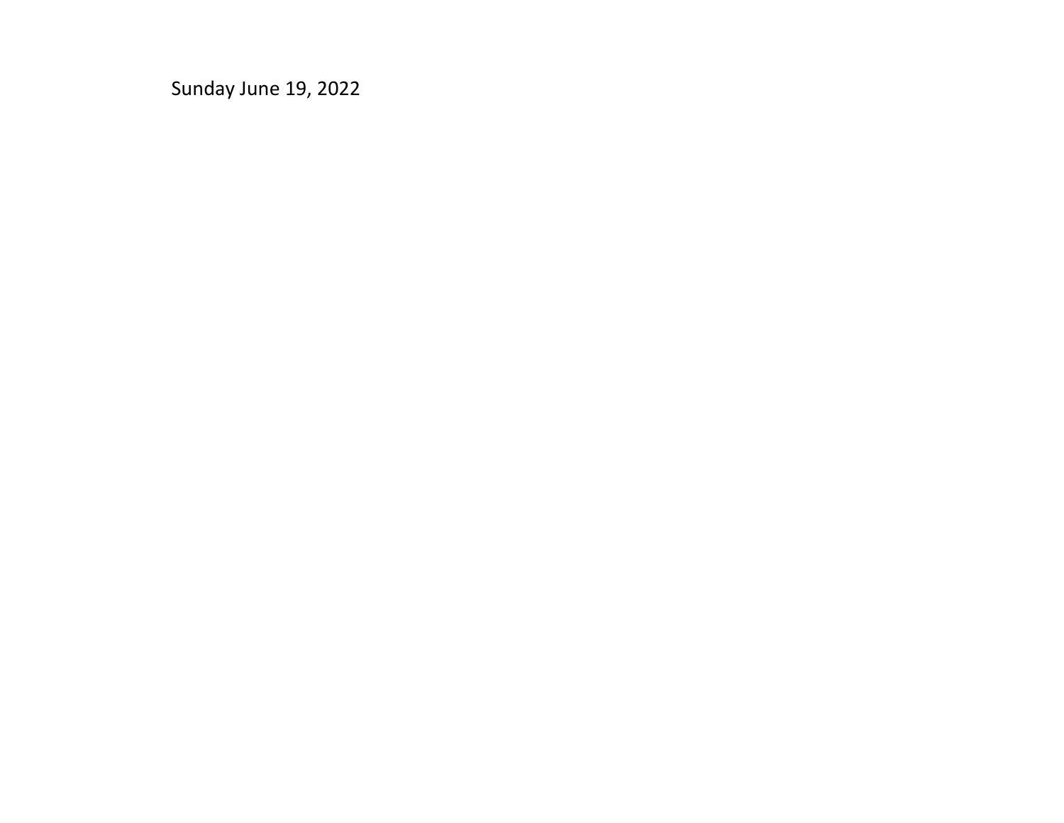Sunday June 19, 2022